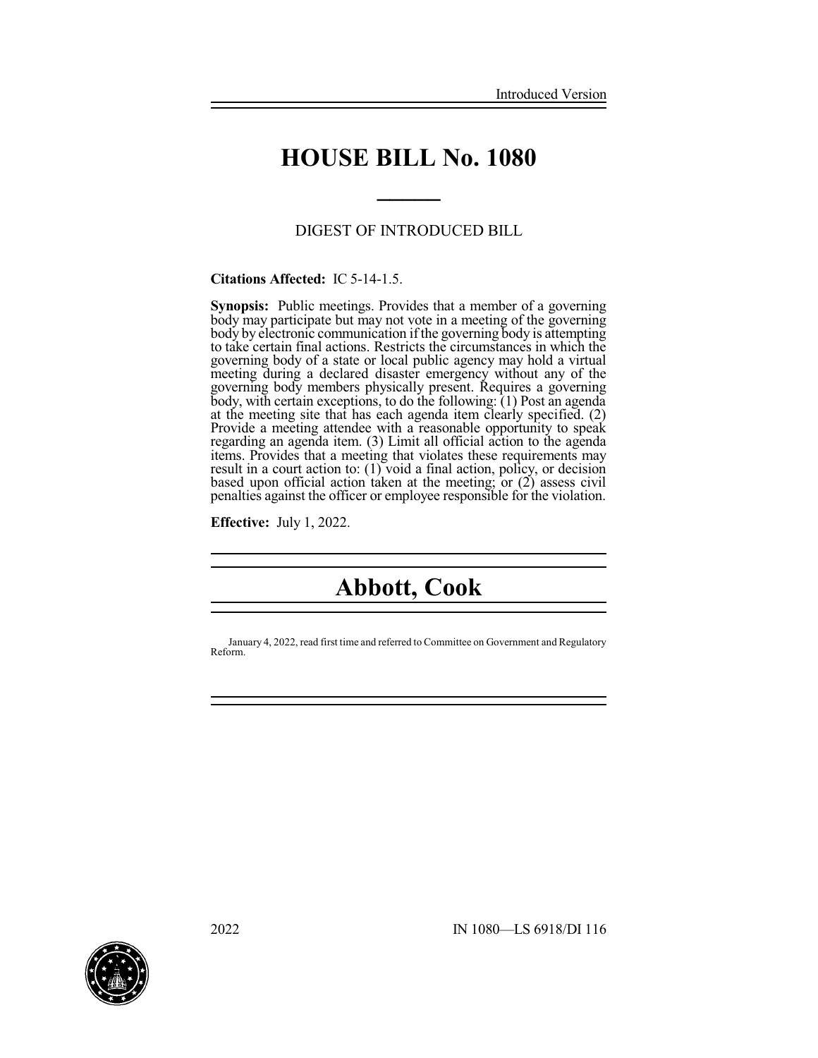Introduced Version

# HOUSE BILL No. 1080

DIGEST OF INTRODUCED BILL

**Citations Affected:** IC 5-14-1.5.

**Synopsis:** Public meetings. Provides that a member of a governing body may participate but may not vote in a meeting of the governing body by electronic communication if the governing body is attempting to take certain final actions. Restricts the circumstances in which the governing body of a state or local public agency may hold a virtual meeting during a declared disaster emergency without any of the governing body members physically present. Requires a governing body, with certain exceptions, to do the following: (1) Post an agenda at the meeting site that has each agenda item clearly specified. (2) Provide a meeting attendee with a reasonable opportunity to speak regarding an agenda item. (3) Limit all official action to the agenda items. Provides that a meeting that violates these requirements may result in a court action to: (1) void a final action, policy, or decision based upon official action taken at the meeting; or (2) assess civil penalties against the officer or employee responsible for the violation.

**Effective:** July 1, 2022.

# Abbott, Cook

January 4, 2022, read first time and referred to Committee on Government and Regulatory Reform.

2022 IN 1080—LS 6918/DI 116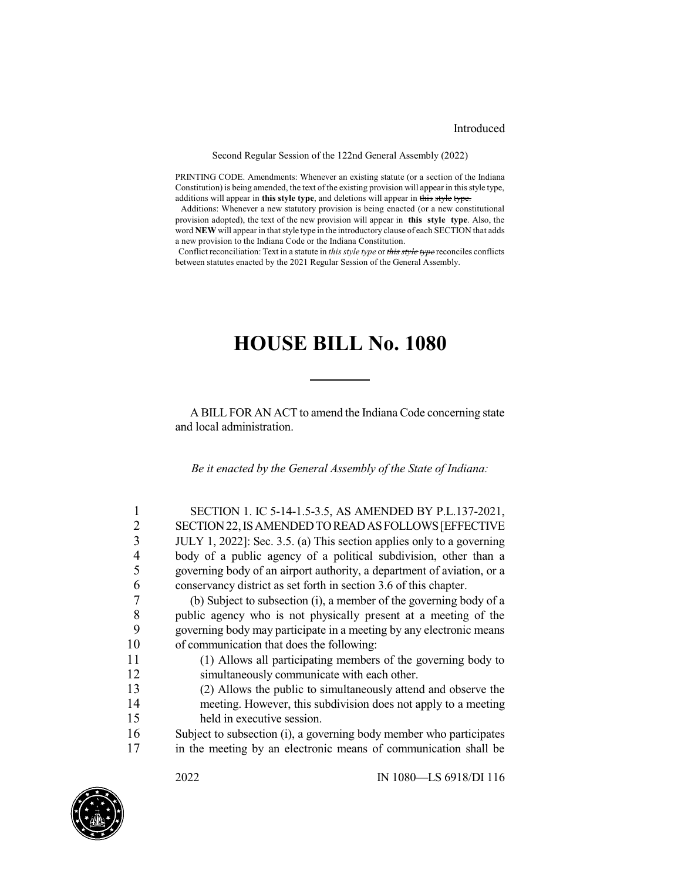Introduced

Second Regular Session of the 122nd General Assembly (2022)

PRINTING CODE. Amendments: Whenever an existing statute (or a section of the Indiana Constitution) is being amended, the text of the existing provision will appear in this style type, additions will appear in **this style type**, and deletions will appear in ~~this style type.~~

Additions: Whenever a new statutory provision is being enacted (or a new constitutional provision adopted), the text of the new provision will appear in **this style type**. Also, the word **NEW** will appear in that style type in the introductory clause of each SECTION that adds a new provision to the Indiana Code or the Indiana Constitution.

Conflict reconciliation: Text in a statute in *this style type* or ~~*this style type*~~ reconciles conflicts between statutes enacted by the 2021 Regular Session of the General Assembly.

# HOUSE BILL No. 1080

A BILL FOR AN ACT to amend the Indiana Code concerning state and local administration.

*Be it enacted by the General Assembly of the State of Indiana:*

1 SECTION 1. IC 5-14-1.5-3.5, AS AMENDED BY P.L.137-2021,
2 SECTION 22, IS AMENDED TO READ AS FOLLOWS [EFFECTIVE
3 JULY 1, 2022]: Sec. 3.5. (a) This section applies only to a governing
4 body of a public agency of a political subdivision, other than a
5 governing body of an airport authority, a department of aviation, or a
6 conservancy district as set forth in section 3.6 of this chapter.
7 (b) Subject to subsection (i), a member of the governing body of a
8 public agency who is not physically present at a meeting of the
9 governing body may participate in a meeting by any electronic means
10 of communication that does the following:
11 (1) Allows all participating members of the governing body to
12 simultaneously communicate with each other.
13 (2) Allows the public to simultaneously attend and observe the
14 meeting. However, this subdivision does not apply to a meeting
15 held in executive session.
16 Subject to subsection (i), a governing body member who participates
17 in the meeting by an electronic means of communication shall be

2022 IN 1080—LS 6918/DI 116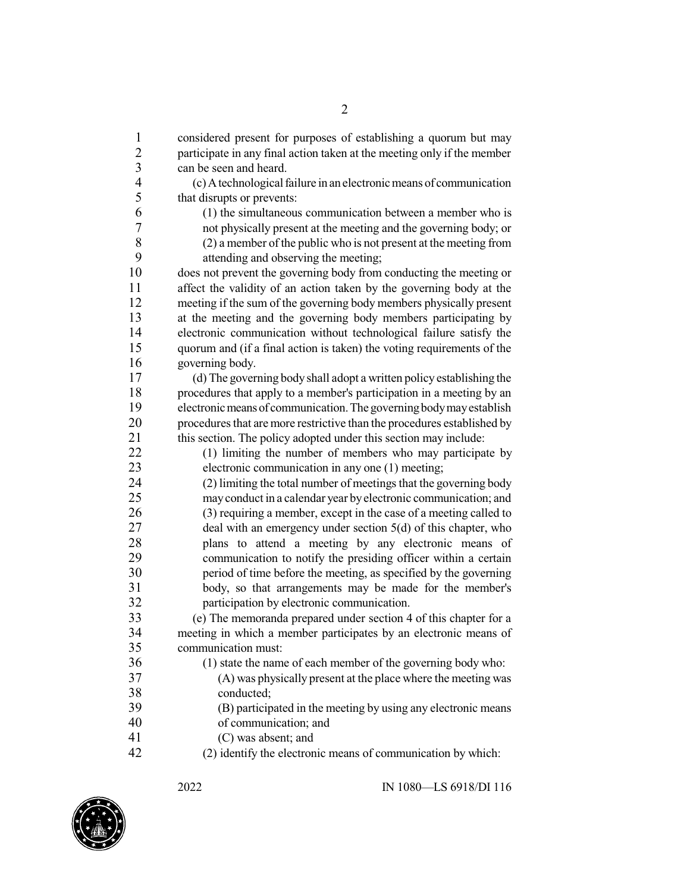considered present for purposes of establishing a quorum but may participate in any final action taken at the meeting only if the member can be seen and heard.

(c) A technological failure in an electronic means of communication that disrupts or prevents:

(1) the simultaneous communication between a member who is not physically present at the meeting and the governing body; or

(2) a member of the public who is not present at the meeting from attending and observing the meeting;

does not prevent the governing body from conducting the meeting or affect the validity of an action taken by the governing body at the meeting if the sum of the governing body members physically present at the meeting and the governing body members participating by electronic communication without technological failure satisfy the quorum and (if a final action is taken) the voting requirements of the governing body.

(d) The governing body shall adopt a written policy establishing the procedures that apply to a member's participation in a meeting by an electronic means of communication. The governing body may establish procedures that are more restrictive than the procedures established by this section. The policy adopted under this section may include:

(1) limiting the number of members who may participate by electronic communication in any one (1) meeting;

(2) limiting the total number of meetings that the governing body may conduct in a calendar year by electronic communication; and

(3) requiring a member, except in the case of a meeting called to deal with an emergency under section 5(d) of this chapter, who plans to attend a meeting by any electronic means of communication to notify the presiding officer within a certain period of time before the meeting, as specified by the governing body, so that arrangements may be made for the member's participation by electronic communication.

(e) The memoranda prepared under section 4 of this chapter for a meeting in which a member participates by an electronic means of communication must:

(1) state the name of each member of the governing body who:

(A) was physically present at the place where the meeting was conducted;

(B) participated in the meeting by using any electronic means of communication; and

(C) was absent; and

(2) identify the electronic means of communication by which: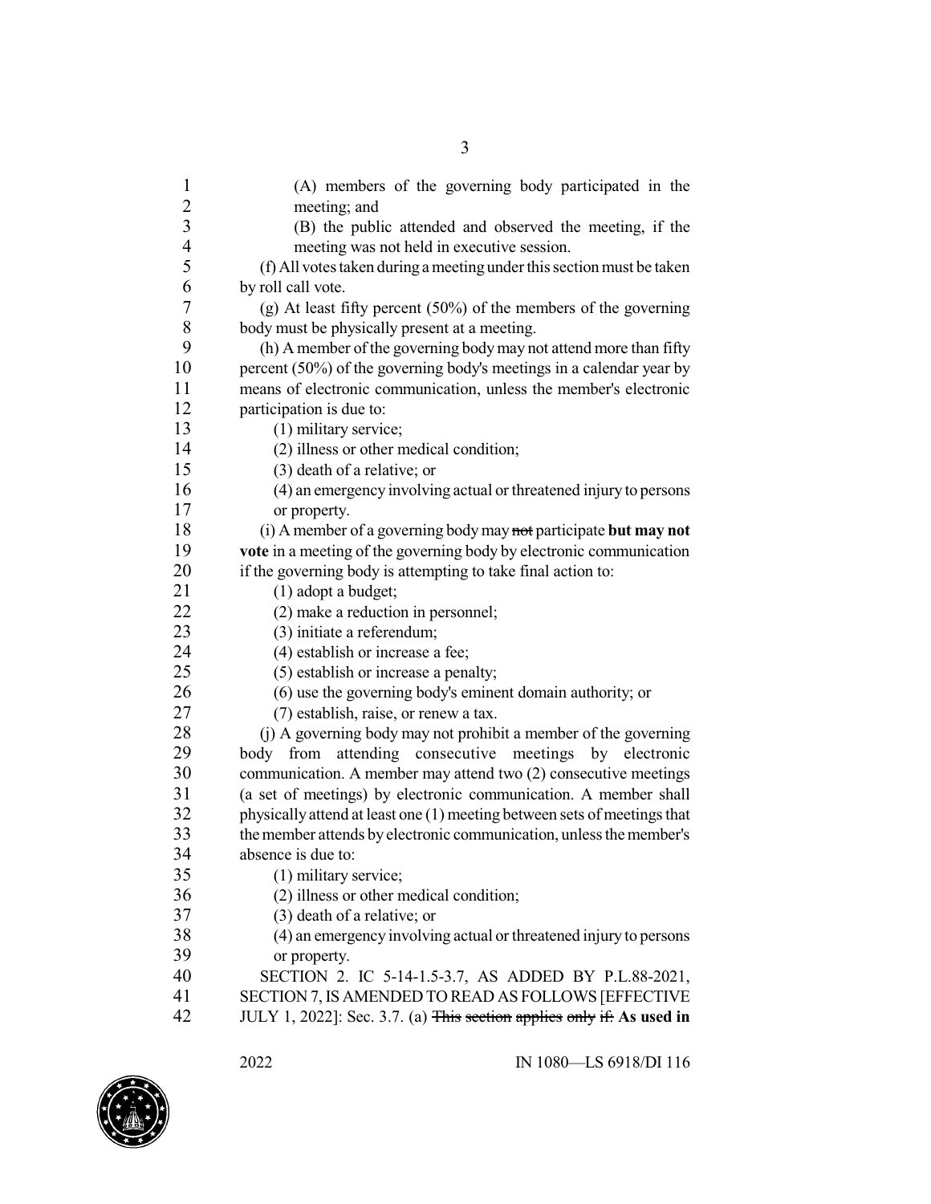(A) members of the governing body participated in the meeting; and

(B) the public attended and observed the meeting, if the meeting was not held in executive session.

(f) All votes taken during a meeting under this section must be taken by roll call vote.

(g) At least fifty percent (50%) of the members of the governing body must be physically present at a meeting.

(h) A member of the governing body may not attend more than fifty percent (50%) of the governing body's meetings in a calendar year by means of electronic communication, unless the member's electronic participation is due to:

(1) military service;

(2) illness or other medical condition;

(3) death of a relative; or

(4) an emergency involving actual or threatened injury to persons or property.

(i) A member of a governing body may ~~not~~ participate **but may not vote** in a meeting of the governing body by electronic communication if the governing body is attempting to take final action to:

(1) adopt a budget;

(2) make a reduction in personnel;

(3) initiate a referendum;

(4) establish or increase a fee;

(5) establish or increase a penalty;

(6) use the governing body's eminent domain authority; or

(7) establish, raise, or renew a tax.

(j) A governing body may not prohibit a member of the governing body from attending consecutive meetings by electronic communication. A member may attend two (2) consecutive meetings (a set of meetings) by electronic communication. A member shall physically attend at least one (1) meeting between sets of meetings that the member attends by electronic communication, unless the member's absence is due to:

(1) military service;

(2) illness or other medical condition;

(3) death of a relative; or

(4) an emergency involving actual or threatened injury to persons or property.

SECTION 2. IC 5-14-1.5-3.7, AS ADDED BY P.L.88-2021, SECTION 7, IS AMENDED TO READ AS FOLLOWS [EFFECTIVE JULY 1, 2022]: Sec. 3.7. (a) ~~This section applies only if:~~ **As used in**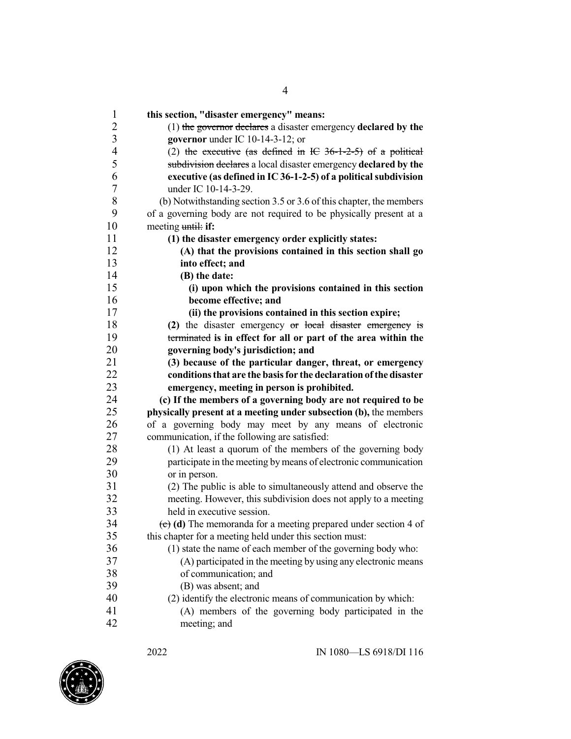**this section, "disaster emergency" means:**

(1) ~~the governor declares~~ a disaster emergency **declared by the governor** under IC 10-14-3-12; or

(2) ~~the executive (as defined in IC 36-1-2-5) of a political subdivision declares~~ a local disaster emergency **declared by the executive (as defined in IC 36-1-2-5) of a political subdivision** under IC 10-14-3-29.

(b) Notwithstanding section 3.5 or 3.6 of this chapter, the members of a governing body are not required to be physically present at a meeting ~~until:~~ **if:**

**(1) the disaster emergency order explicitly states:**

**(A) that the provisions contained in this section shall go into effect; and**

**(B) the date:**

**(i) upon which the provisions contained in this section become effective; and**

**(ii) the provisions contained in this section expire;**

**(2)** the disaster emergency ~~or local disaster emergency~~ ~~is terminated~~ **is in effect for all or part of the area within the governing body's jurisdiction; and**

**(3) because of the particular danger, threat, or emergency conditions that are the basis for the declaration of the disaster emergency, meeting in person is prohibited.**

**(c) If the members of a governing body are not required to be physically present at a meeting under subsection (b),** the members of a governing body may meet by any means of electronic communication, if the following are satisfied:

(1) At least a quorum of the members of the governing body participate in the meeting by means of electronic communication or in person.

(2) The public is able to simultaneously attend and observe the meeting. However, this subdivision does not apply to a meeting held in executive session.

~~(c)~~ **(d)** The memoranda for a meeting prepared under section 4 of this chapter for a meeting held under this section must:

(1) state the name of each member of the governing body who:

(A) participated in the meeting by using any electronic means of communication; and

(B) was absent; and

(2) identify the electronic means of communication by which:

(A) members of the governing body participated in the meeting; and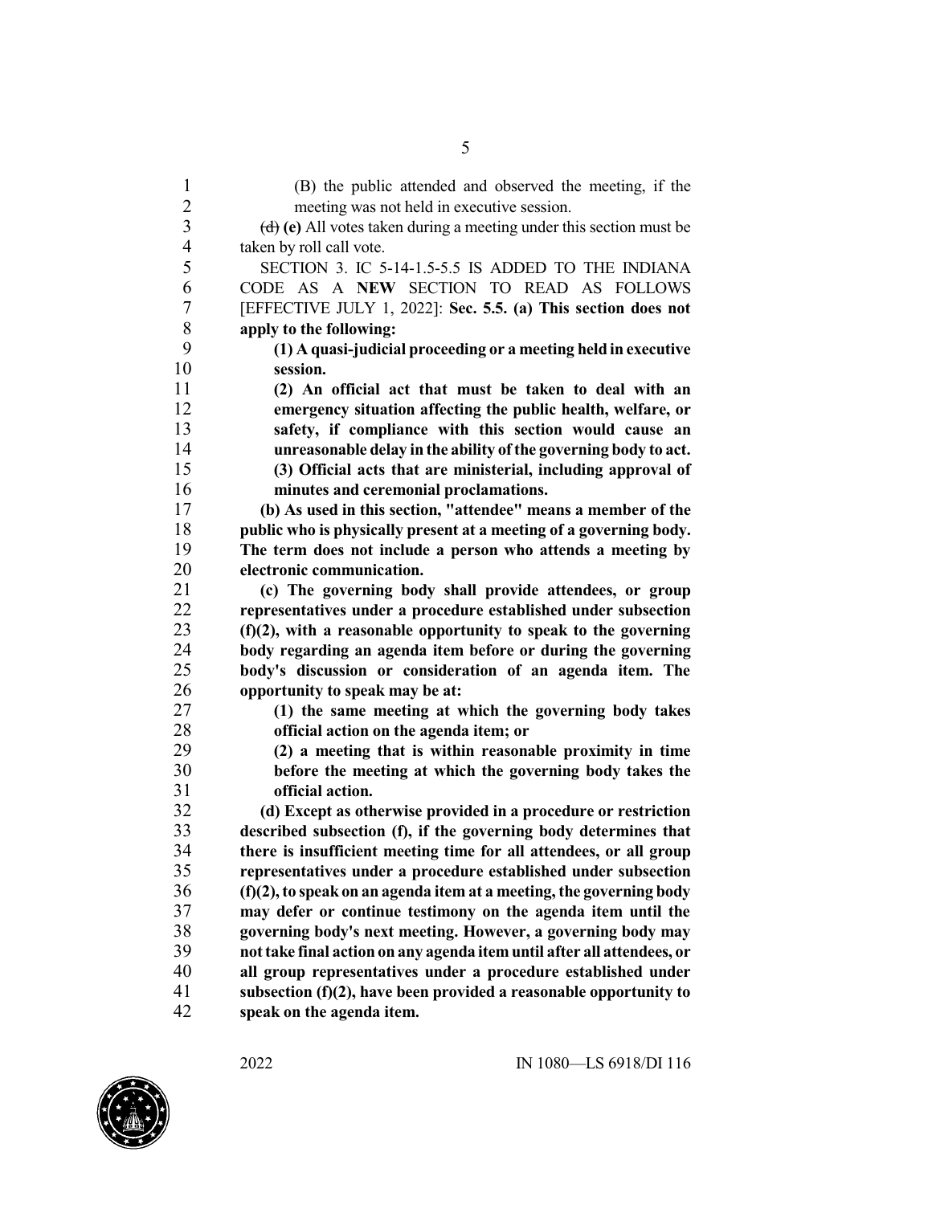(B) the public attended and observed the meeting, if the meeting was not held in executive session.

~~(d)~~ **(e)** All votes taken during a meeting under this section must be taken by roll call vote.

SECTION 3. IC 5-14-1.5-5.5 IS ADDED TO THE INDIANA CODE AS A **NEW** SECTION TO READ AS FOLLOWS [EFFECTIVE JULY 1, 2022]: **Sec. 5.5. (a) This section does not apply to the following:**

**(1) A quasi-judicial proceeding or a meeting held in executive session.**

**(2) An official act that must be taken to deal with an emergency situation affecting the public health, welfare, or safety, if compliance with this section would cause an unreasonable delay in the ability of the governing body to act.**

**(3) Official acts that are ministerial, including approval of minutes and ceremonial proclamations.**

**(b) As used in this section, "attendee" means a member of the public who is physically present at a meeting of a governing body. The term does not include a person who attends a meeting by electronic communication.**

**(c) The governing body shall provide attendees, or group representatives under a procedure established under subsection (f)(2), with a reasonable opportunity to speak to the governing body regarding an agenda item before or during the governing body's discussion or consideration of an agenda item. The opportunity to speak may be at:**

**(1) the same meeting at which the governing body takes official action on the agenda item; or**

**(2) a meeting that is within reasonable proximity in time before the meeting at which the governing body takes the official action.**

**(d) Except as otherwise provided in a procedure or restriction described subsection (f), if the governing body determines that there is insufficient meeting time for all attendees, or all group representatives under a procedure established under subsection (f)(2), to speak on an agenda item at a meeting, the governing body may defer or continue testimony on the agenda item until the governing body's next meeting. However, a governing body may not take final action on any agenda item until after all attendees, or all group representatives under a procedure established under subsection (f)(2), have been provided a reasonable opportunity to speak on the agenda item.**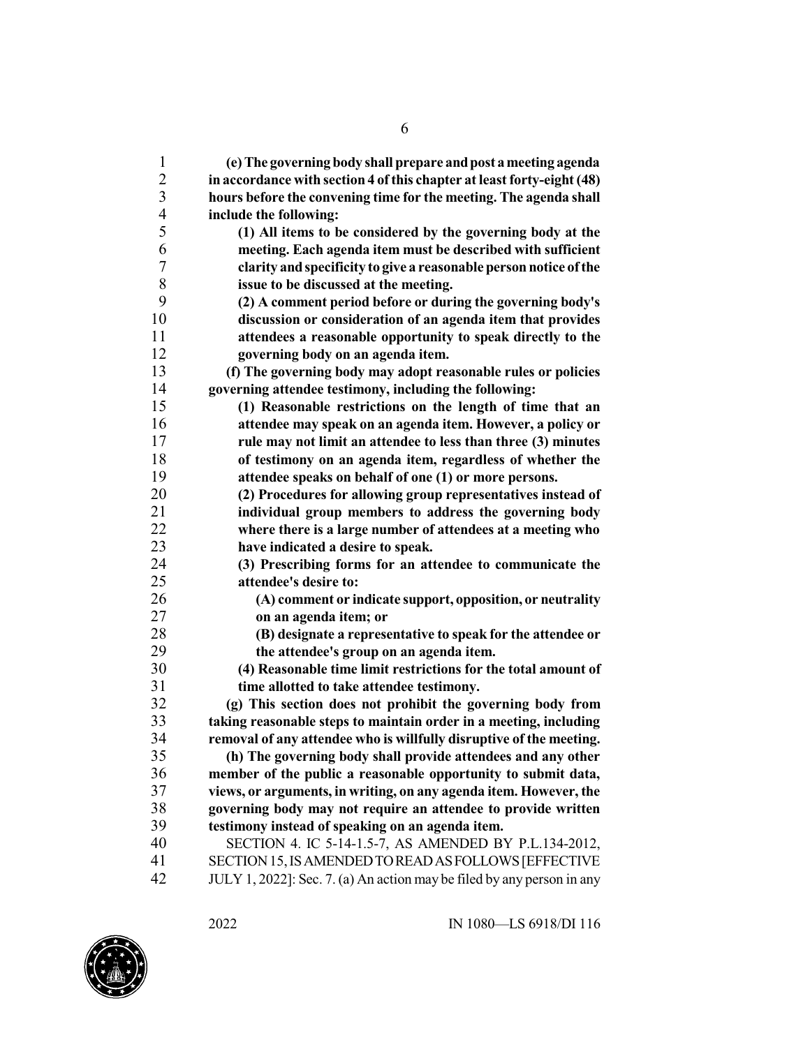**(e) The governing body shall prepare and post a meeting agenda in accordance with section 4 of this chapter at least forty-eight (48) hours before the convening time for the meeting. The agenda shall include the following:**

**(1) All items to be considered by the governing body at the meeting. Each agenda item must be described with sufficient clarity and specificity to give a reasonable person notice of the issue to be discussed at the meeting.**

**(2) A comment period before or during the governing body's discussion or consideration of an agenda item that provides attendees a reasonable opportunity to speak directly to the governing body on an agenda item.**

**(f) The governing body may adopt reasonable rules or policies governing attendee testimony, including the following:**

**(1) Reasonable restrictions on the length of time that an attendee may speak on an agenda item. However, a policy or rule may not limit an attendee to less than three (3) minutes of testimony on an agenda item, regardless of whether the attendee speaks on behalf of one (1) or more persons.**

**(2) Procedures for allowing group representatives instead of individual group members to address the governing body where there is a large number of attendees at a meeting who have indicated a desire to speak.**

**(3) Prescribing forms for an attendee to communicate the attendee's desire to:**

**(A) comment or indicate support, opposition, or neutrality on an agenda item; or**

**(B) designate a representative to speak for the attendee or the attendee's group on an agenda item.**

**(4) Reasonable time limit restrictions for the total amount of time allotted to take attendee testimony.**

**(g) This section does not prohibit the governing body from taking reasonable steps to maintain order in a meeting, including removal of any attendee who is willfully disruptive of the meeting.**

**(h) The governing body shall provide attendees and any other member of the public a reasonable opportunity to submit data, views, or arguments, in writing, on any agenda item. However, the governing body may not require an attendee to provide written testimony instead of speaking on an agenda item.**

SECTION 4. IC 5-14-1.5-7, AS AMENDED BY P.L.134-2012, SECTION 15, IS AMENDED TO READ AS FOLLOWS [EFFECTIVE JULY 1, 2022]: Sec. 7. (a) An action may be filed by any person in any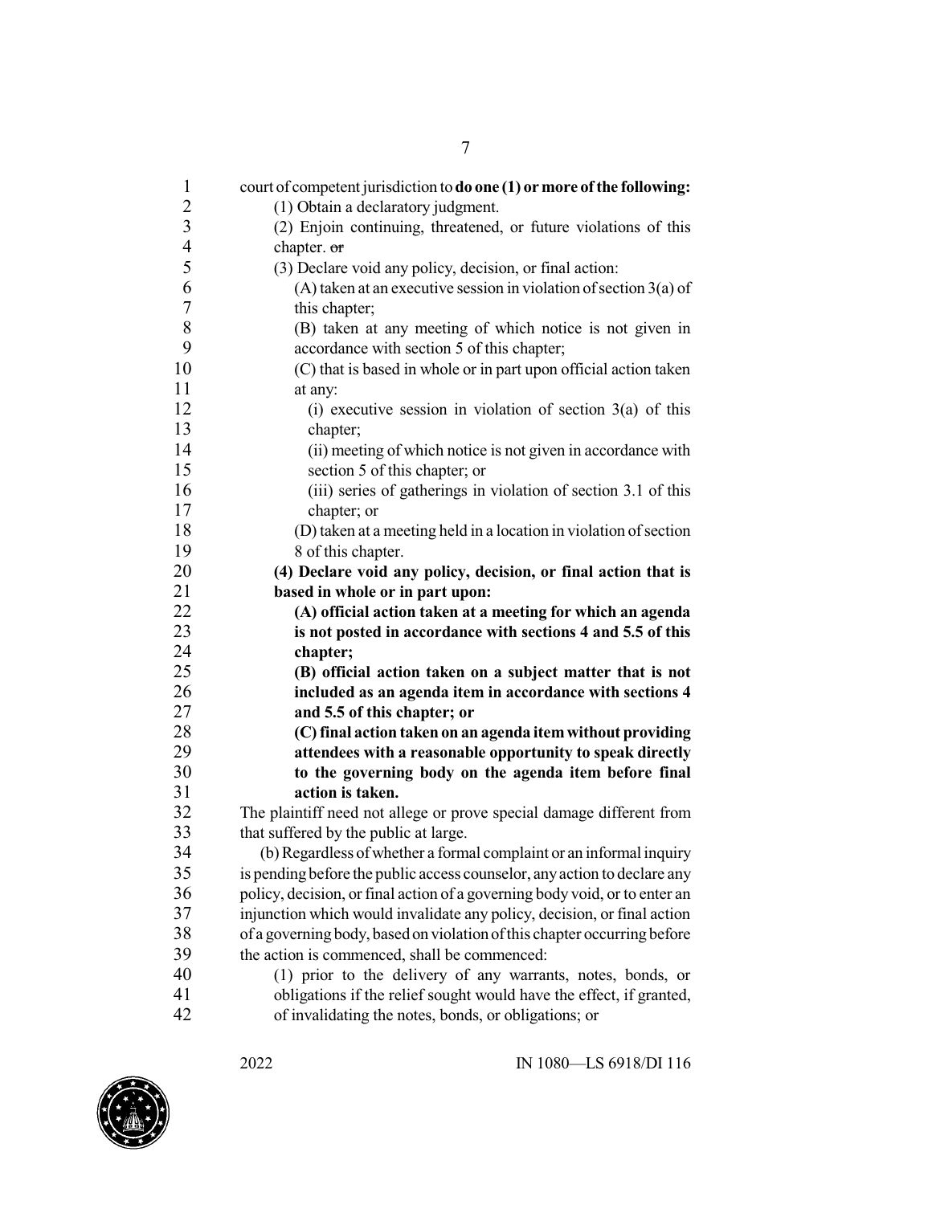court of competent jurisdiction to **do one (1) or more of the following:**

(1) Obtain a declaratory judgment.

(2) Enjoin continuing, threatened, or future violations of this chapter. ~~or~~

(3) Declare void any policy, decision, or final action:

(A) taken at an executive session in violation of section 3(a) of this chapter;

(B) taken at any meeting of which notice is not given in accordance with section 5 of this chapter;

(C) that is based in whole or in part upon official action taken at any:

(i) executive session in violation of section 3(a) of this chapter;

(ii) meeting of which notice is not given in accordance with section 5 of this chapter; or

(iii) series of gatherings in violation of section 3.1 of this chapter; or

(D) taken at a meeting held in a location in violation of section 8 of this chapter.

**(4) Declare void any policy, decision, or final action that is based in whole or in part upon:**

**(A) official action taken at a meeting for which an agenda is not posted in accordance with sections 4 and 5.5 of this chapter;**

**(B) official action taken on a subject matter that is not included as an agenda item in accordance with sections 4 and 5.5 of this chapter; or**

**(C) final action taken on an agenda item without providing attendees with a reasonable opportunity to speak directly to the governing body on the agenda item before final action is taken.**

The plaintiff need not allege or prove special damage different from that suffered by the public at large.

(b) Regardless of whether a formal complaint or an informal inquiry is pending before the public access counselor, any action to declare any policy, decision, or final action of a governing body void, or to enter an injunction which would invalidate any policy, decision, or final action of a governing body, based on violation of this chapter occurring before the action is commenced, shall be commenced:

(1) prior to the delivery of any warrants, notes, bonds, or obligations if the relief sought would have the effect, if granted, of invalidating the notes, bonds, or obligations; or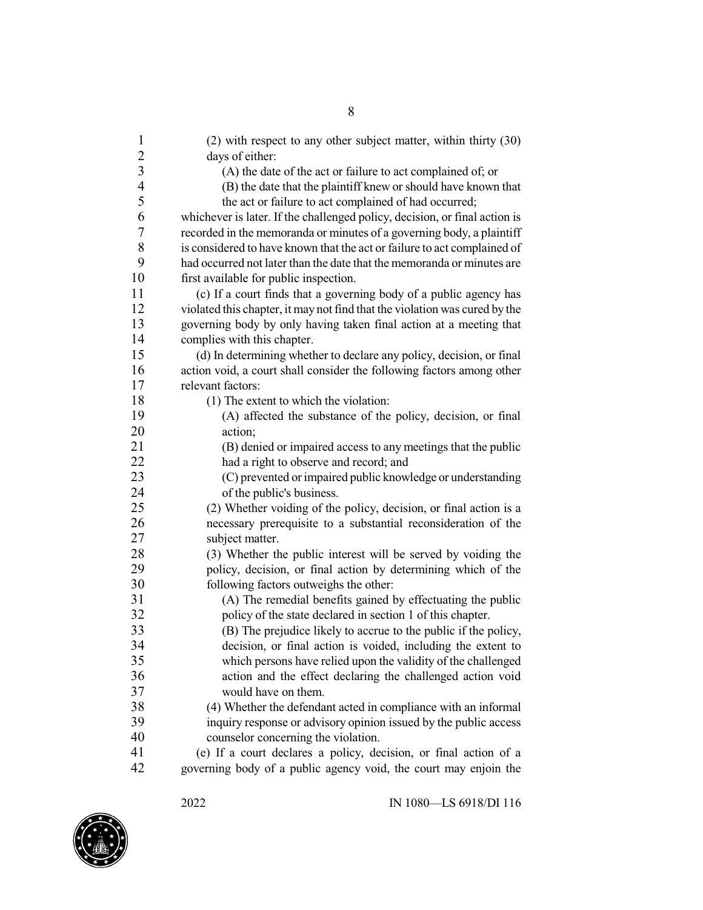(2) with respect to any other subject matter, within thirty (30) days of either:

(A) the date of the act or failure to act complained of; or

(B) the date that the plaintiff knew or should have known that the act or failure to act complained of had occurred;

whichever is later. If the challenged policy, decision, or final action is recorded in the memoranda or minutes of a governing body, a plaintiff is considered to have known that the act or failure to act complained of had occurred not later than the date that the memoranda or minutes are first available for public inspection.

(c) If a court finds that a governing body of a public agency has violated this chapter, it may not find that the violation was cured by the governing body by only having taken final action at a meeting that complies with this chapter.

(d) In determining whether to declare any policy, decision, or final action void, a court shall consider the following factors among other relevant factors:

(1) The extent to which the violation:

(A) affected the substance of the policy, decision, or final action;

(B) denied or impaired access to any meetings that the public had a right to observe and record; and

(C) prevented or impaired public knowledge or understanding of the public's business.

(2) Whether voiding of the policy, decision, or final action is a necessary prerequisite to a substantial reconsideration of the subject matter.

(3) Whether the public interest will be served by voiding the policy, decision, or final action by determining which of the following factors outweighs the other:

(A) The remedial benefits gained by effectuating the public policy of the state declared in section 1 of this chapter.

(B) The prejudice likely to accrue to the public if the policy, decision, or final action is voided, including the extent to which persons have relied upon the validity of the challenged action and the effect declaring the challenged action void would have on them.

(4) Whether the defendant acted in compliance with an informal inquiry response or advisory opinion issued by the public access counselor concerning the violation.

(e) If a court declares a policy, decision, or final action of a governing body of a public agency void, the court may enjoin the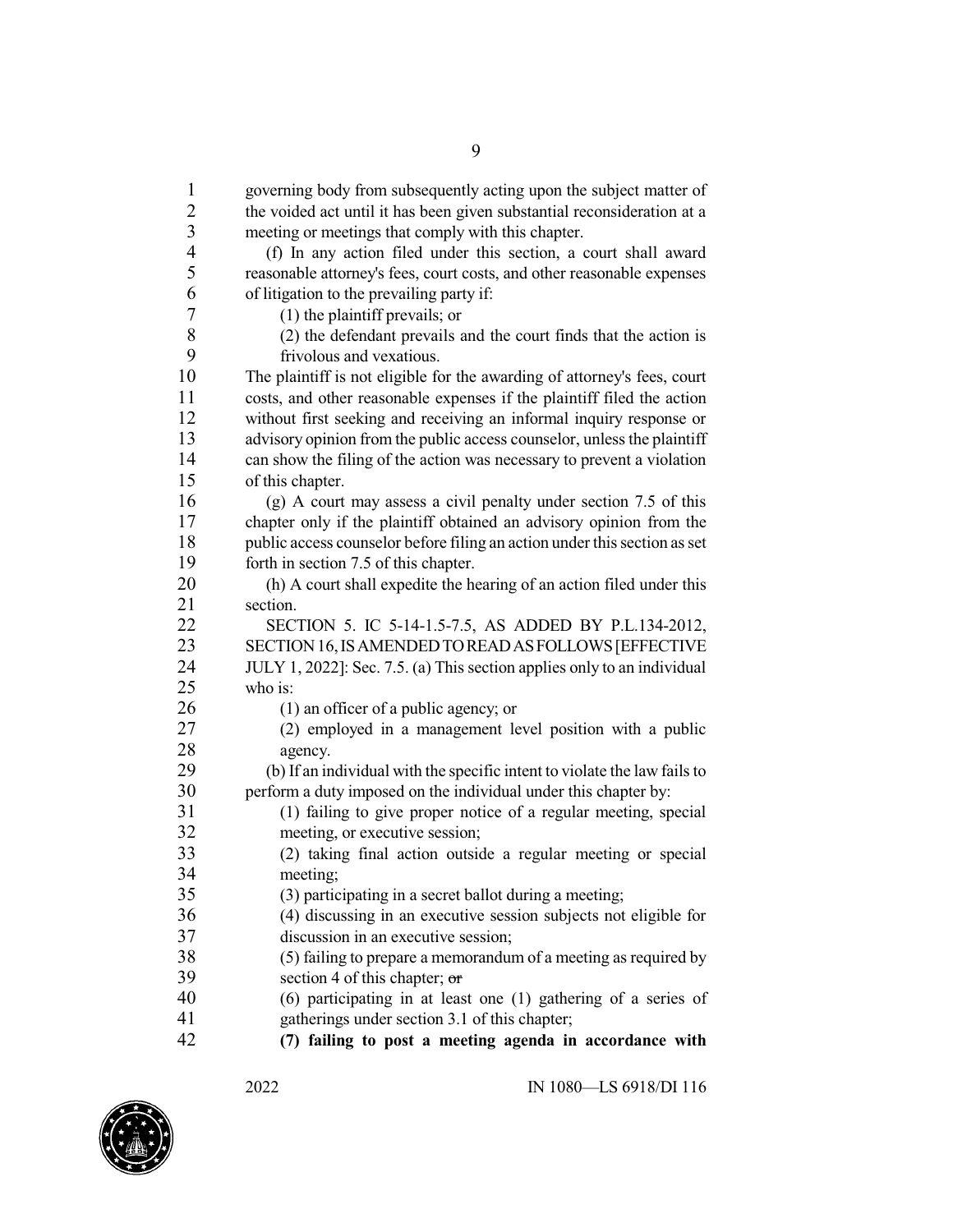governing body from subsequently acting upon the subject matter of the voided act until it has been given substantial reconsideration at a meeting or meetings that comply with this chapter.

(f) In any action filed under this section, a court shall award reasonable attorney's fees, court costs, and other reasonable expenses of litigation to the prevailing party if:

(1) the plaintiff prevails; or

(2) the defendant prevails and the court finds that the action is frivolous and vexatious.

The plaintiff is not eligible for the awarding of attorney's fees, court costs, and other reasonable expenses if the plaintiff filed the action without first seeking and receiving an informal inquiry response or advisory opinion from the public access counselor, unless the plaintiff can show the filing of the action was necessary to prevent a violation of this chapter.

(g) A court may assess a civil penalty under section 7.5 of this chapter only if the plaintiff obtained an advisory opinion from the public access counselor before filing an action under this section as set forth in section 7.5 of this chapter.

(h) A court shall expedite the hearing of an action filed under this section.

SECTION 5. IC 5-14-1.5-7.5, AS ADDED BY P.L.134-2012, SECTION 16, IS AMENDED TO READ AS FOLLOWS [EFFECTIVE JULY 1, 2022]: Sec. 7.5. (a) This section applies only to an individual who is:

(1) an officer of a public agency; or

(2) employed in a management level position with a public agency.

(b) If an individual with the specific intent to violate the law fails to perform a duty imposed on the individual under this chapter by:

(1) failing to give proper notice of a regular meeting, special meeting, or executive session;

(2) taking final action outside a regular meeting or special meeting;

(3) participating in a secret ballot during a meeting;

(4) discussing in an executive session subjects not eligible for discussion in an executive session;

(5) failing to prepare a memorandum of a meeting as required by section 4 of this chapter; ~~or~~

(6) participating in at least one (1) gathering of a series of gatherings under section 3.1 of this chapter;

**(7) failing to post a meeting agenda in accordance with**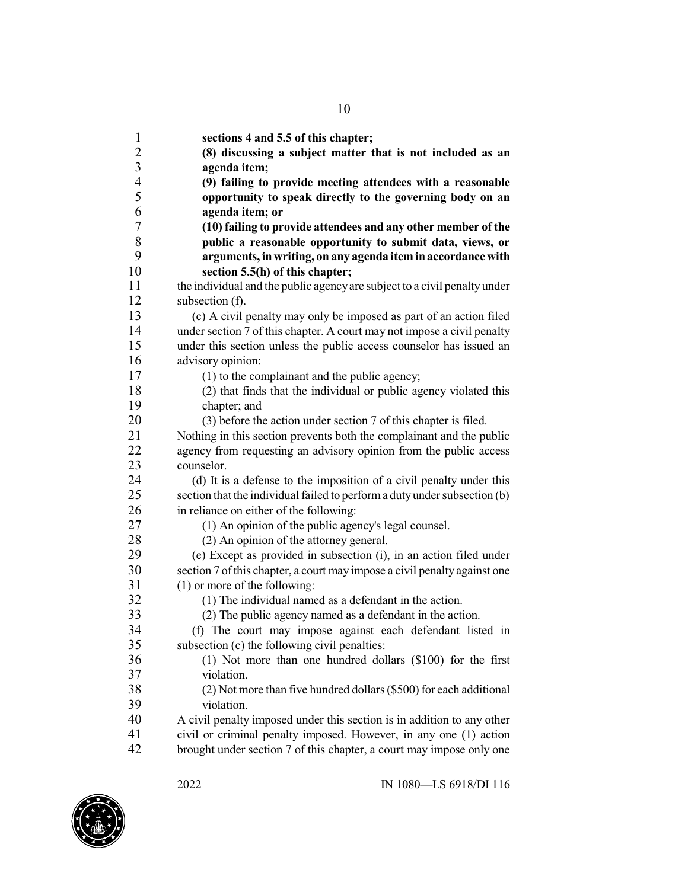**sections 4 and 5.5 of this chapter;**

**(8) discussing a subject matter that is not included as an agenda item;**

**(9) failing to provide meeting attendees with a reasonable opportunity to speak directly to the governing body on an agenda item; or**

**(10) failing to provide attendees and any other member of the public a reasonable opportunity to submit data, views, or arguments, in writing, on any agenda item in accordance with section 5.5(h) of this chapter;**

the individual and the public agency are subject to a civil penalty under subsection (f).

(c) A civil penalty may only be imposed as part of an action filed under section 7 of this chapter. A court may not impose a civil penalty under this section unless the public access counselor has issued an advisory opinion:

(1) to the complainant and the public agency;

(2) that finds that the individual or public agency violated this chapter; and

(3) before the action under section 7 of this chapter is filed.

Nothing in this section prevents both the complainant and the public agency from requesting an advisory opinion from the public access counselor.

(d) It is a defense to the imposition of a civil penalty under this section that the individual failed to perform a duty under subsection (b) in reliance on either of the following:

(1) An opinion of the public agency's legal counsel.

(2) An opinion of the attorney general.

(e) Except as provided in subsection (i), in an action filed under section 7 of this chapter, a court may impose a civil penalty against one (1) or more of the following:

(1) The individual named as a defendant in the action.

(2) The public agency named as a defendant in the action.

(f) The court may impose against each defendant listed in subsection (c) the following civil penalties:

(1) Not more than one hundred dollars ($100) for the first violation.

(2) Not more than five hundred dollars ($500) for each additional violation.

A civil penalty imposed under this section is in addition to any other civil or criminal penalty imposed. However, in any one (1) action brought under section 7 of this chapter, a court may impose only one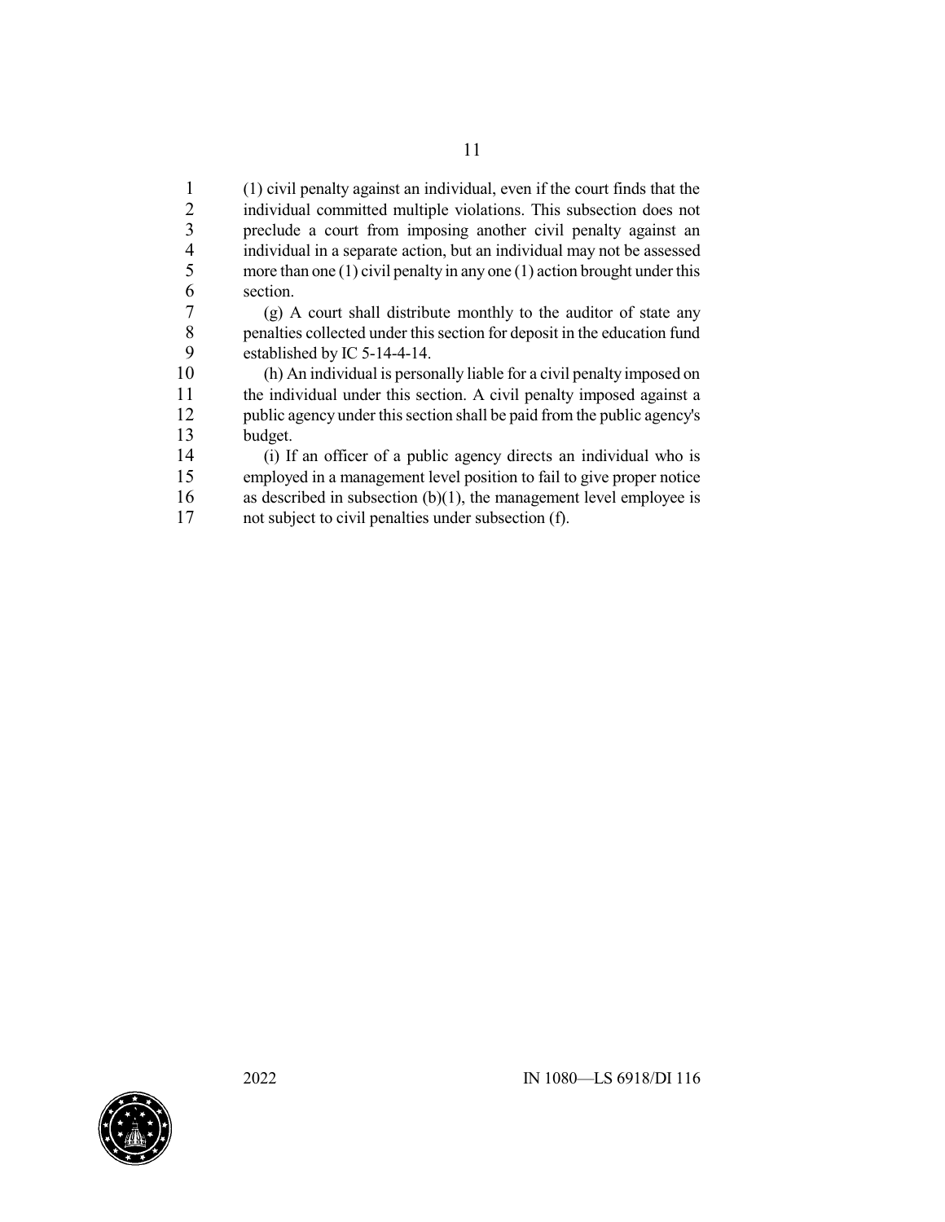(1) civil penalty against an individual, even if the court finds that the individual committed multiple violations. This subsection does not preclude a court from imposing another civil penalty against an individual in a separate action, but an individual may not be assessed more than one (1) civil penalty in any one (1) action brought under this section.

(g) A court shall distribute monthly to the auditor of state any penalties collected under this section for deposit in the education fund established by IC 5-14-4-14.

(h) An individual is personally liable for a civil penalty imposed on the individual under this section. A civil penalty imposed against a public agency under this section shall be paid from the public agency's budget.

(i) If an officer of a public agency directs an individual who is employed in a management level position to fail to give proper notice as described in subsection (b)(1), the management level employee is not subject to civil penalties under subsection (f).